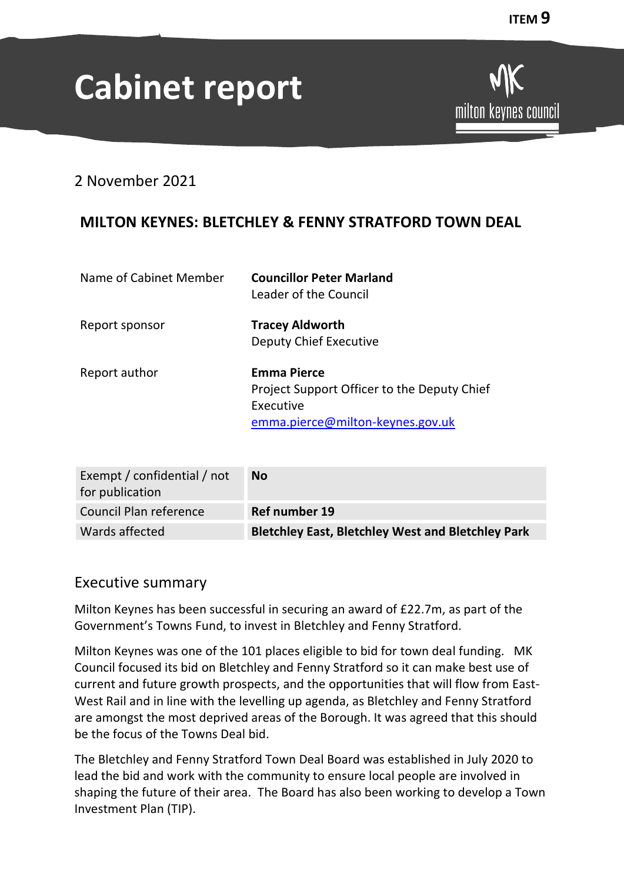ITEM 9

# Cabinet report

2 November 2021

## MILTON KEYNES: BLETCHLEY & FENNY STRATFORD TOWN DEAL

| | |
|---|---|
| Name of Cabinet Member | **Councillor Peter Marland**<br>Leader of the Council |
| Report sponsor | **Tracey Aldworth**<br>Deputy Chief Executive |
| Report author | **Emma Pierce**<br>Project Support Officer to the Deputy Chief Executive<br>emma.pierce@milton-keynes.gov.uk |

| | |
|---|---|
| Exempt / confidential / not for publication | **No** |
| Council Plan reference | **Ref number 19** |
| Wards affected | **Bletchley East, Bletchley West and Bletchley Park** |

## Executive summary

Milton Keynes has been successful in securing an award of £22.7m, as part of the Government's Towns Fund, to invest in Bletchley and Fenny Stratford.

Milton Keynes was one of the 101 places eligible to bid for town deal funding. MK Council focused its bid on Bletchley and Fenny Stratford so it can make best use of current and future growth prospects, and the opportunities that will flow from East-West Rail and in line with the levelling up agenda, as Bletchley and Fenny Stratford are amongst the most deprived areas of the Borough. It was agreed that this should be the focus of the Towns Deal bid.

The Bletchley and Fenny Stratford Town Deal Board was established in July 2020 to lead the bid and work with the community to ensure local people are involved in shaping the future of their area. The Board has also been working to develop a Town Investment Plan (TIP).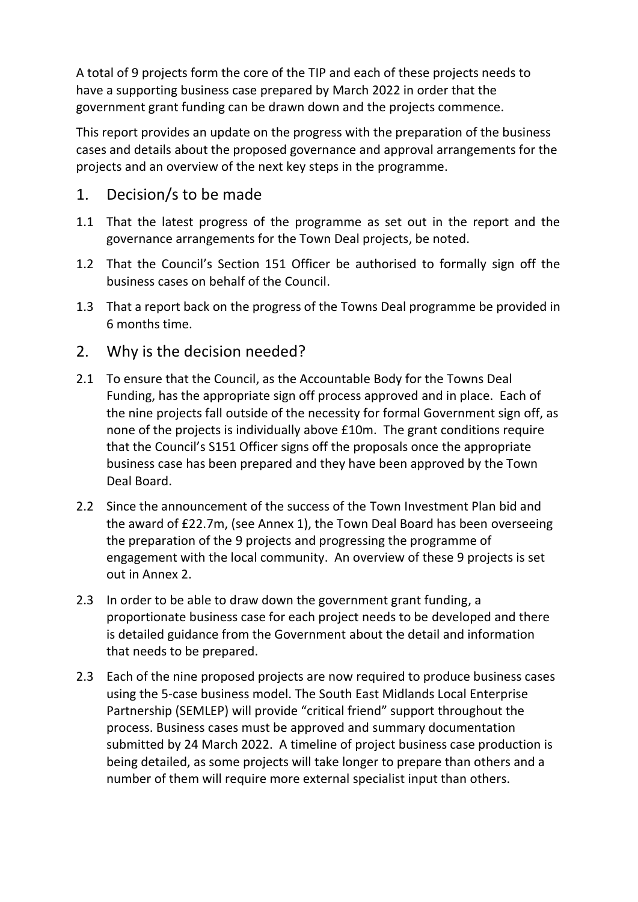A total of 9 projects form the core of the TIP and each of these projects needs to have a supporting business case prepared by March 2022 in order that the government grant funding can be drawn down and the projects commence.

This report provides an update on the progress with the preparation of the business cases and details about the proposed governance and approval arrangements for the projects and an overview of the next key steps in the programme.

## 1. Decision/s to be made

1.1 That the latest progress of the programme as set out in the report and the governance arrangements for the Town Deal projects, be noted.

1.2 That the Council's Section 151 Officer be authorised to formally sign off the business cases on behalf of the Council.

1.3 That a report back on the progress of the Towns Deal programme be provided in 6 months time.

## 2. Why is the decision needed?

2.1 To ensure that the Council, as the Accountable Body for the Towns Deal Funding, has the appropriate sign off process approved and in place. Each of the nine projects fall outside of the necessity for formal Government sign off, as none of the projects is individually above £10m. The grant conditions require that the Council's S151 Officer signs off the proposals once the appropriate business case has been prepared and they have been approved by the Town Deal Board.

2.2 Since the announcement of the success of the Town Investment Plan bid and the award of £22.7m, (see Annex 1), the Town Deal Board has been overseeing the preparation of the 9 projects and progressing the programme of engagement with the local community. An overview of these 9 projects is set out in Annex 2.

2.3 In order to be able to draw down the government grant funding, a proportionate business case for each project needs to be developed and there is detailed guidance from the Government about the detail and information that needs to be prepared.

2.3 Each of the nine proposed projects are now required to produce business cases using the 5-case business model. The South East Midlands Local Enterprise Partnership (SEMLEP) will provide "critical friend" support throughout the process. Business cases must be approved and summary documentation submitted by 24 March 2022. A timeline of project business case production is being detailed, as some projects will take longer to prepare than others and a number of them will require more external specialist input than others.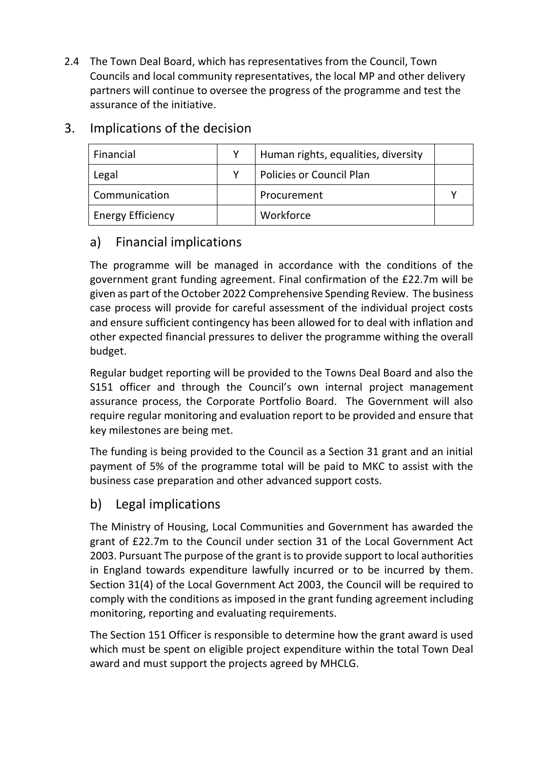2.4 The Town Deal Board, which has representatives from the Council, Town Councils and local community representatives, the local MP and other delivery partners will continue to oversee the progress of the programme and test the assurance of the initiative.

## 3. Implications of the decision

| Financial | Y | Human rights, equalities, diversity | |
|---|---|---|---|
| Legal | Y | Policies or Council Plan | |
| Communication | | Procurement | Y |
| Energy Efficiency | | Workforce | |

### a) Financial implications

The programme will be managed in accordance with the conditions of the government grant funding agreement. Final confirmation of the £22.7m will be given as part of the October 2022 Comprehensive Spending Review. The business case process will provide for careful assessment of the individual project costs and ensure sufficient contingency has been allowed for to deal with inflation and other expected financial pressures to deliver the programme withing the overall budget.

Regular budget reporting will be provided to the Towns Deal Board and also the S151 officer and through the Council's own internal project management assurance process, the Corporate Portfolio Board. The Government will also require regular monitoring and evaluation report to be provided and ensure that key milestones are being met.

The funding is being provided to the Council as a Section 31 grant and an initial payment of 5% of the programme total will be paid to MKC to assist with the business case preparation and other advanced support costs.

### b) Legal implications

The Ministry of Housing, Local Communities and Government has awarded the grant of £22.7m to the Council under section 31 of the Local Government Act 2003. Pursuant The purpose of the grant is to provide support to local authorities in England towards expenditure lawfully incurred or to be incurred by them. Section 31(4) of the Local Government Act 2003, the Council will be required to comply with the conditions as imposed in the grant funding agreement including monitoring, reporting and evaluating requirements.

The Section 151 Officer is responsible to determine how the grant award is used which must be spent on eligible project expenditure within the total Town Deal award and must support the projects agreed by MHCLG.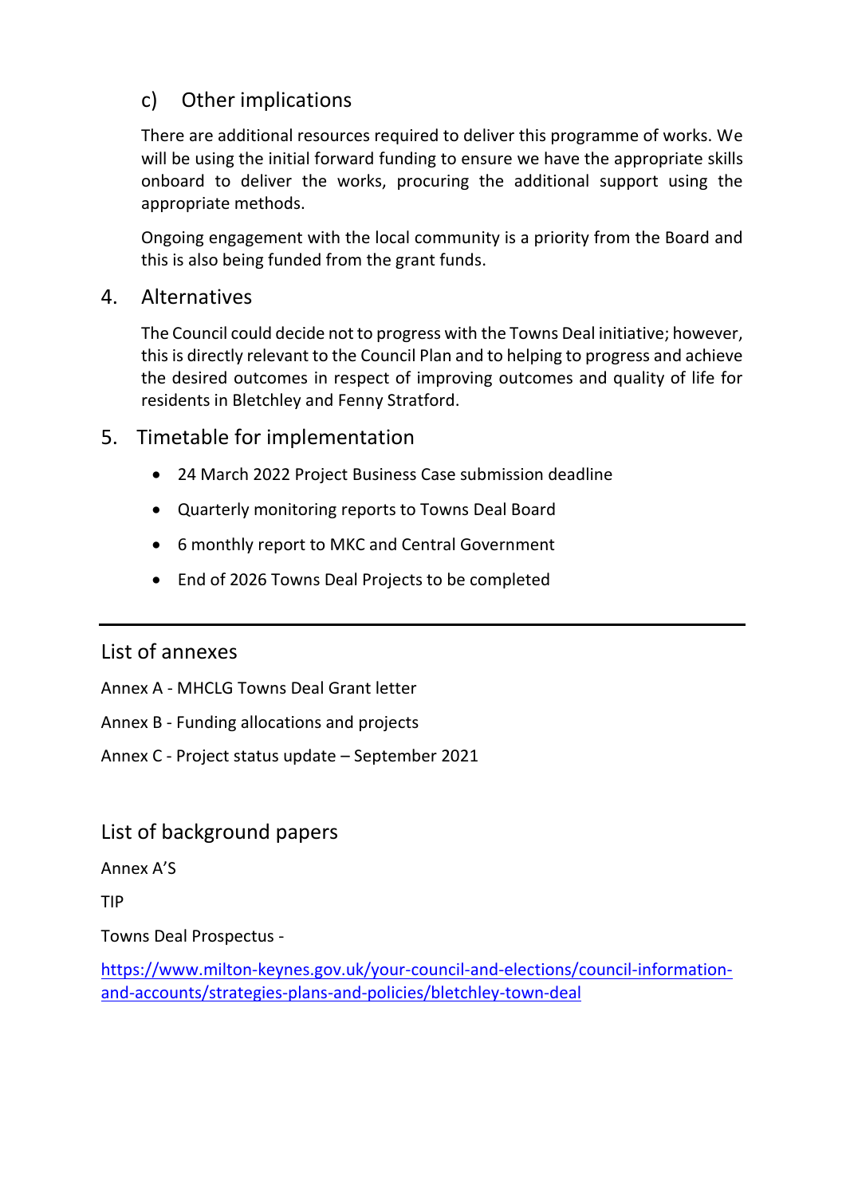### c) Other implications

There are additional resources required to deliver this programme of works. We will be using the initial forward funding to ensure we have the appropriate skills onboard to deliver the works, procuring the additional support using the appropriate methods.

Ongoing engagement with the local community is a priority from the Board and this is also being funded from the grant funds.

## 4. Alternatives

The Council could decide not to progress with the Towns Deal initiative; however, this is directly relevant to the Council Plan and to helping to progress and achieve the desired outcomes in respect of improving outcomes and quality of life for residents in Bletchley and Fenny Stratford.

## 5. Timetable for implementation

- 24 March 2022 Project Business Case submission deadline
- Quarterly monitoring reports to Towns Deal Board
- 6 monthly report to MKC and Central Government
- End of 2026 Towns Deal Projects to be completed

---

## List of annexes

Annex A - MHCLG Towns Deal Grant letter

Annex B - Funding allocations and projects

Annex C - Project status update – September 2021

## List of background papers

Annex A'S

TIP

Towns Deal Prospectus -

https://www.milton-keynes.gov.uk/your-council-and-elections/council-information-and-accounts/strategies-plans-and-policies/bletchley-town-deal